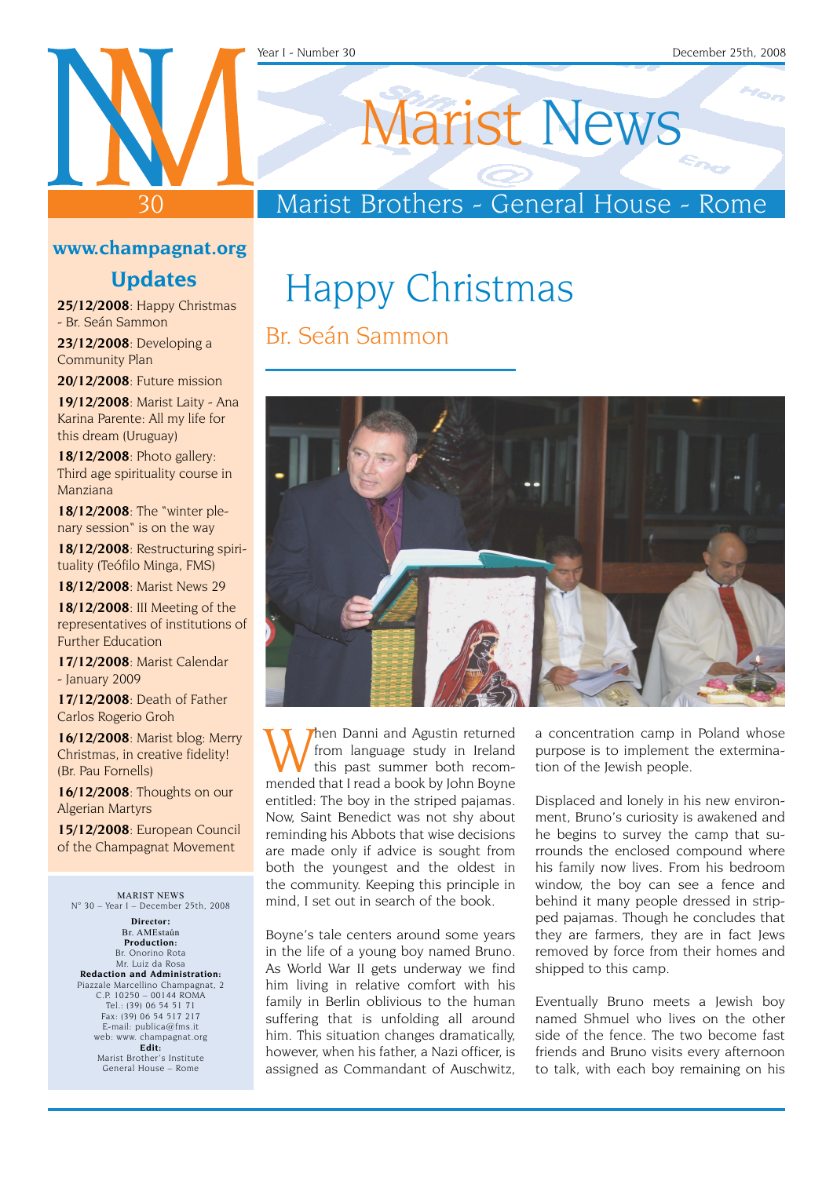# Marist News

## Marist Brothers - General House - Rome

Year I - Number 30 — December 25th, 2008

**www.champagnat.org**

### Updates

**25/12/2008**: Happy Christmas - Br. Seán Sammon

**23/12/2008**: Developing a Community Plan

**20/12/2008**: Future mission

**19/12/2008**: Marist Laity - Ana Karina Parente: All my life for this dream (Uruguay)

**18/12/2008**: Photo gallery: Third age spirituality course in Manziana

**18/12/2008**: The "winter plenary session" is on the way

**18/12/2008**: Restructuring spirituality (Teófilo Minga, FMS)

**18/12/2008**: Marist News 29

**18/12/2008**: III Meeting of the representatives of institutions of Further Education

**17/12/2008**: Marist Calendar - January 2009

**17/12/2008**: Death of Father Carlos Rogerio Groh

**16/12/2008**: Marist blog: Merry Christmas, in creative fidelity! (Br. Pau Fornells)

**16/12/2008**: Thoughts on our Algerian Martyrs

**15/12/2008**: European Council of the Champagnat Movement

MARIST NEWS
N° 30 – Year I – December 25th, 2008

**Director:**
Br. AMEstaún
**Production:**
Br. Onorino Rota
Mr. Luiz da Rosa
**Redaction and Administration:**
Piazzale Marcellino Champagnat, 2
C.P. 10250 – 00144 ROMA
Tel.: (39) 06 54 51 71
Fax: (39) 06 54 517 217
E-mail: publica@fms.it
web: www. champagnat.org
**Edit:**
Marist Brother's Institute
General House – Rome

# Happy Christmas

## Br. Seán Sammon

When Danni and Agustin returned from language study in Ireland this past summer both recommended that I read a book by John Boyne entitled: The boy in the striped pajamas. Now, Saint Benedict was not shy about reminding his Abbots that wise decisions are made only if advice is sought from both the youngest and the oldest in the community. Keeping this principle in mind, I set out in search of the book.

Boyne's tale centers around some years in the life of a young boy named Bruno. As World War II gets underway we find him living in relative comfort with his family in Berlin oblivious to the human suffering that is unfolding all around him. This situation changes dramatically, however, when his father, a Nazi officer, is assigned as Commandant of Auschwitz, a concentration camp in Poland whose purpose is to implement the extermination of the Jewish people.

Displaced and lonely in his new environment, Bruno's curiosity is awakened and he begins to survey the camp that surrounds the enclosed compound where his family now lives. From his bedroom window, the boy can see a fence and behind it many people dressed in striped pajamas. Though he concludes that they are farmers, they are in fact Jews removed by force from their homes and shipped to this camp.

Eventually Bruno meets a Jewish boy named Shmuel who lives on the other side of the fence. The two become fast friends and Bruno visits every afternoon to talk, with each boy remaining on his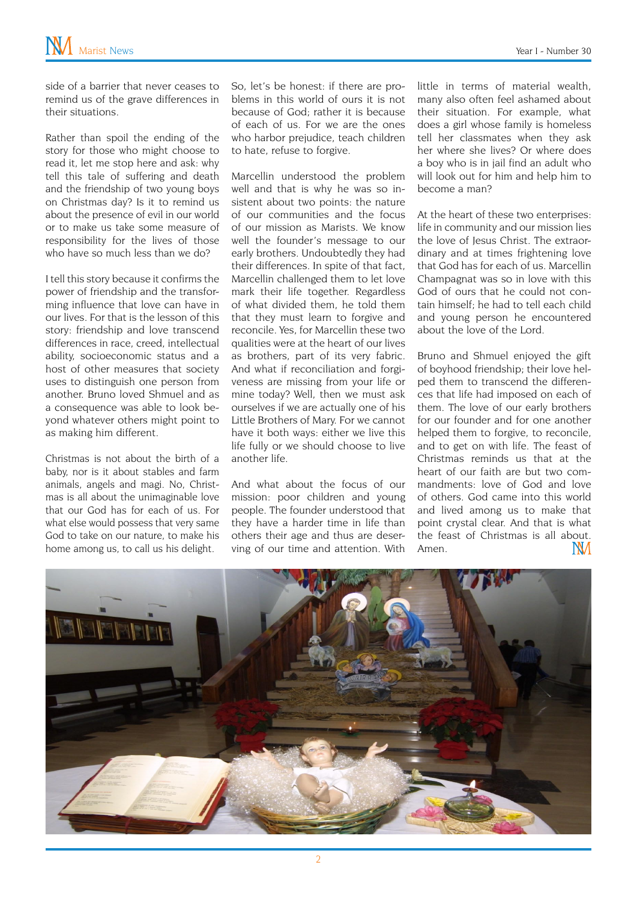side of a barrier that never ceases to remind us of the grave differences in their situations.

Rather than spoil the ending of the story for those who might choose to read it, let me stop here and ask: why tell this tale of suffering and death and the friendship of two young boys on Christmas day? Is it to remind us about the presence of evil in our world or to make us take some measure of responsibility for the lives of those who have so much less than we do?

I tell this story because it confirms the power of friendship and the transforming influence that love can have in our lives. For that is the lesson of this story: friendship and love transcend differences in race, creed, intellectual ability, socioeconomic status and a host of other measures that society uses to distinguish one person from another. Bruno loved Shmuel and as a consequence was able to look beyond whatever others might point to as making him different.

Christmas is not about the birth of a baby, nor is it about stables and farm animals, angels and magi. No, Christmas is all about the unimaginable love that our God has for each of us. For what else would possess that very same God to take on our nature, to make his home among us, to call us his delight.

So, let's be honest: if there are problems in this world of ours it is not because of God; rather it is because of each of us. For we are the ones who harbor prejudice, teach children to hate, refuse to forgive.

Marcellin understood the problem well and that is why he was so insistent about two points: the nature of our communities and the focus of our mission as Marists. We know well the founder's message to our early brothers. Undoubtedly they had their differences. In spite of that fact, Marcellin challenged them to let love mark their life together. Regardless of what divided them, he told them that they must learn to forgive and reconcile. Yes, for Marcellin these two qualities were at the heart of our lives as brothers, part of its very fabric. And what if reconciliation and forgiveness are missing from your life or mine today? Well, then we must ask ourselves if we are actually one of his Little Brothers of Mary. For we cannot have it both ways: either we live this life fully or we should choose to live another life.

And what about the focus of our mission: poor children and young people. The founder understood that they have a harder time in life than others their age and thus are deserving of our time and attention. With little in terms of material wealth, many also often feel ashamed about their situation. For example, what does a girl whose family is homeless tell her classmates when they ask her where she lives? Or where does a boy who is in jail find an adult who will look out for him and help him to become a man?

At the heart of these two enterprises: life in community and our mission lies the love of Jesus Christ. The extraordinary and at times frightening love that God has for each of us. Marcellin Champagnat was so in love with this God of ours that he could not contain himself; he had to tell each child and young person he encountered about the love of the Lord.

Bruno and Shmuel enjoyed the gift of boyhood friendship; their love helped them to transcend the differences that life had imposed on each of them. The love of our early brothers for our founder and for one another helped them to forgive, to reconcile, and to get on with life. The feast of Christmas reminds us that at the heart of our faith are but two commandments: love of God and love of others. God came into this world and lived among us to make that point crystal clear. And that is what the feast of Christmas is all about. Amen.